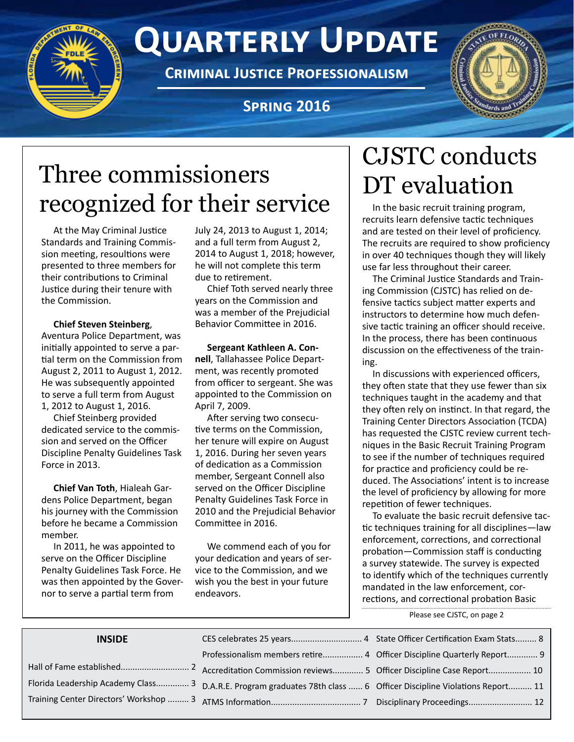# Quarterly Update

**Criminal Justice Professionalism**

**Spring 2016**

## Three commissioners recognized for their service

At the May Criminal Justice Standards and Training Commission meeting, resoultions were presented to three members for their contributions to Criminal Justice during their tenure with the Commission.

**Chief Steven Steinberg**, Aventura Police Department, was initially appointed to serve a partial term on the Commission from August 2, 2011 to August 1, 2012. He was subsequently appointed to serve a full term from August 1, 2012 to August 1, 2016.

Chief Steinberg provided dedicated service to the commission and served on the Officer Discipline Penalty Guidelines Task Force in 2013.

**Chief Van Toth**, Hialeah Gardens Police Department, began his journey with the Commission before he became a Commission member.

In 2011, he was appointed to serve on the Officer Discipline Penalty Guidelines Task Force. He was then appointed by the Governor to serve a partial term from July 24, 2013 to August 1, 2014; and a full term from August 2, 2014 to August 1, 2018; however, he will not complete this term due to retirement.

Chief Toth served nearly three years on the Commission and was a member of the Prejudicial Behavior Committee in 2016.

**Sergeant Kathleen A. Connell**, Tallahassee Police Department, was recently promoted from officer to sergeant. She was appointed to the Commission on April 7, 2009.

After serving two consecutive terms on the Commission, her tenure will expire on August 1, 2016. During her seven years of dedication as a Commission member, Sergeant Connell also served on the Officer Discipline Penalty Guidelines Task Force in 2010 and the Prejudicial Behavior Committee in 2016.

We commend each of you for your dedication and years of service to the Commission, and we wish you the best in your future endeavors.

## CJSTC conducts DT evaluation

In the basic recruit training program, recruits learn defensive tactic techniques and are tested on their level of proficiency. The recruits are required to show proficiency in over 40 techniques though they will likely use far less throughout their career.

The Criminal Justice Standards and Training Commission (CJSTC) has relied on defensive tactics subject matter experts and instructors to determine how much defensive tactic training an officer should receive. In the process, there has been continuous discussion on the effectiveness of the training.

In discussions with experienced officers, they often state that they use fewer than six techniques taught in the academy and that they often rely on instinct. In that regard, the Training Center Directors Association (TCDA) has requested the CJSTC review current techniques in the Basic Recruit Training Program to see if the number of techniques required for practice and proficiency could be reduced. The Associations' intent is to increase the level of proficiency by allowing for more repetition of fewer techniques.

To evaluate the basic recruit defensive tactic techniques training for all disciplines—law enforcement, corrections, and correctional probation—Commission staff is conducting a survey statewide. The survey is expected to identify which of the techniques currently mandated in the law enforcement, corrections, and correctional probation Basic

Please see CJSTC, on page 2

### INSIDE

| | | |
|---|---|---|
| Hall of Fame established ... 2 | CES celebrates 25 years ... 4 | State Officer Certification Exam Stats ... 8 |
| Florida Leadership Academy Class ... 3 | Professionalism members retire ... 4 | Officer Discipline Quarterly Report ... 9 |
| Training Center Directors' Workshop ... 3 | Accreditation Commission reviews ... 5 | Officer Discipline Case Report ... 10 |
| | D.A.R.E. Program graduates 78th class ... 6 | Officer Discipline Violations Report ... 11 |
| | ATMS Information ... 7 | Disciplinary Proceedings ... 12 |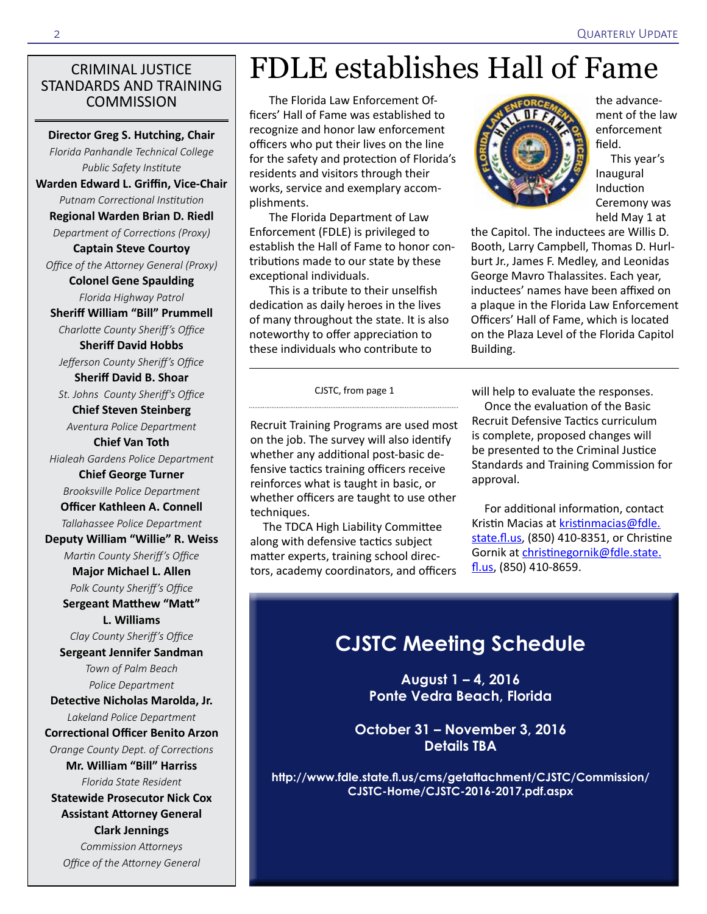## CRIMINAL JUSTICE STANDARDS AND TRAINING COMMISSION

**Director Greg S. Hutching, Chair**
*Florida Panhandle Technical College Public Safety Institute*

**Warden Edward L. Griffin, Vice-Chair**
*Putnam Correctional Institution*

**Regional Warden Brian D. Riedl**
*Department of Corrections (Proxy)*

**Captain Steve Courtoy**
*Office of the Attorney General (Proxy)*

**Colonel Gene Spaulding**
*Florida Highway Patrol*

**Sheriff William "Bill" Prummell**
*Charlotte County Sheriff's Office*

**Sheriff David Hobbs**
*Jefferson County Sheriff's Office*

**Sheriff David B. Shoar**
*St. Johns County Sheriff's Office*

**Chief Steven Steinberg**
*Aventura Police Department*

**Chief Van Toth**
*Hialeah Gardens Police Department*

**Chief George Turner**
*Brooksville Police Department*

**Officer Kathleen A. Connell**
*Tallahassee Police Department*

**Deputy William "Willie" R. Weiss**
*Martin County Sheriff's Office*

**Major Michael L. Allen**
*Polk County Sheriff's Office*

**Sergeant Matthew "Matt" L. Williams**
*Clay County Sheriff's Office*

**Sergeant Jennifer Sandman**
*Town of Palm Beach Police Department*

**Detective Nicholas Marolda, Jr.**
*Lakeland Police Department*

**Correctional Officer Benito Arzon**
*Orange County Dept. of Corrections*

**Mr. William "Bill" Harriss**
*Florida State Resident*

**Statewide Prosecutor Nick Cox**
**Assistant Attorney General Clark Jennings**
*Commission Attorneys*
*Office of the Attorney General*

# FDLE establishes Hall of Fame

The Florida Law Enforcement Officers' Hall of Fame was established to recognize and honor law enforcement officers who put their lives on the line for the safety and protection of Florida's residents and visitors through their works, service and exemplary accomplishments.

The Florida Department of Law Enforcement (FDLE) is privileged to establish the Hall of Fame to honor contributions made to our state by these exceptional individuals.

This is a tribute to their unselfish dedication as daily heroes in the lives of many throughout the state. It is also noteworthy to offer appreciation to these individuals who contribute to the advancement of the law enforcement field.

This year's Inaugural Induction Ceremony was held May 1 at the Capitol. The inductees are Willis D. Booth, Larry Campbell, Thomas D. Hurlburt Jr., James F. Medley, and Leonidas George Mavro Thalassites. Each year, inductees' names have been affixed on a plaque in the Florida Law Enforcement Officers' Hall of Fame, which is located on the Plaza Level of the Florida Capitol Building.

---

CJSTC, from page 1

Recruit Training Programs are used most on the job. The survey will also identify whether any additional post-basic defensive tactics training officers receive reinforces what is taught in basic, or whether officers are taught to use other techniques.

The TDCA High Liability Committee along with defensive tactics subject matter experts, training school directors, academy coordinators, and officers will help to evaluate the responses.

Once the evaluation of the Basic Recruit Defensive Tactics curriculum is complete, proposed changes will be presented to the Criminal Justice Standards and Training Commission for approval.

For additional information, contact Kristin Macias at kristinmacias@fdle.state.fl.us, (850) 410-8351, or Christine Gornik at christinegornik@fdle.state.fl.us, (850) 410-8659.

## CJSTC Meeting Schedule

**August 1 – 4, 2016**
**Ponte Vedra Beach, Florida**

**October 31 – November 3, 2016**
**Details TBA**

**http://www.fdle.state.fl.us/cms/getattachment/CJSTC/Commission/CJSTC-Home/CJSTC-2016-2017.pdf.aspx**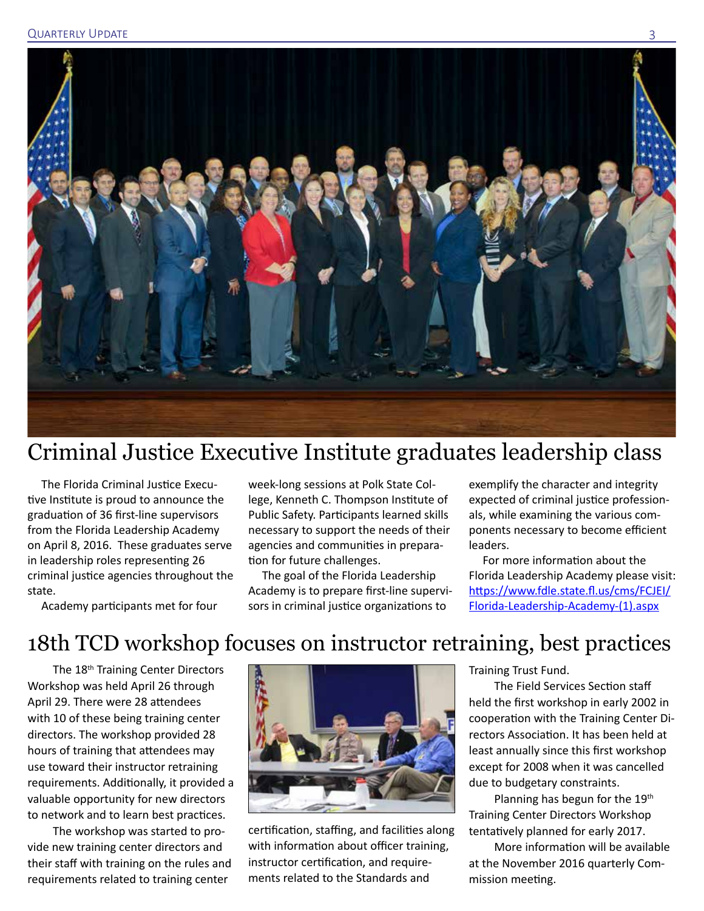# Criminal Justice Executive Institute graduates leadership class

The Florida Criminal Justice Executive Institute is proud to announce the graduation of 36 first-line supervisors from the Florida Leadership Academy on April 8, 2016. These graduates serve in leadership roles representing 26 criminal justice agencies throughout the state.

Academy participants met for four week-long sessions at Polk State College, Kenneth C. Thompson Institute of Public Safety. Participants learned skills necessary to support the needs of their agencies and communities in preparation for future challenges.

The goal of the Florida Leadership Academy is to prepare first-line supervisors in criminal justice organizations to exemplify the character and integrity expected of criminal justice professionals, while examining the various components necessary to become efficient leaders.

For more information about the Florida Leadership Academy please visit: https://www.fdle.state.fl.us/cms/FCJEI/Florida-Leadership-Academy-(1).aspx

# 18th TCD workshop focuses on instructor retraining, best practices

The 18th Training Center Directors Workshop was held April 26 through April 29. There were 28 attendees with 10 of these being training center directors. The workshop provided 28 hours of training that attendees may use toward their instructor retraining requirements. Additionally, it provided a valuable opportunity for new directors to network and to learn best practices.

The workshop was started to provide new training center directors and their staff with training on the rules and requirements related to training center certification, staffing, and facilities along with information about officer training, instructor certification, and requirements related to the Standards and Training Trust Fund.

The Field Services Section staff held the first workshop in early 2002 in cooperation with the Training Center Directors Association. It has been held at least annually since this first workshop except for 2008 when it was cancelled due to budgetary constraints.

Planning has begun for the 19th Training Center Directors Workshop tentatively planned for early 2017.

More information will be available at the November 2016 quarterly Commission meeting.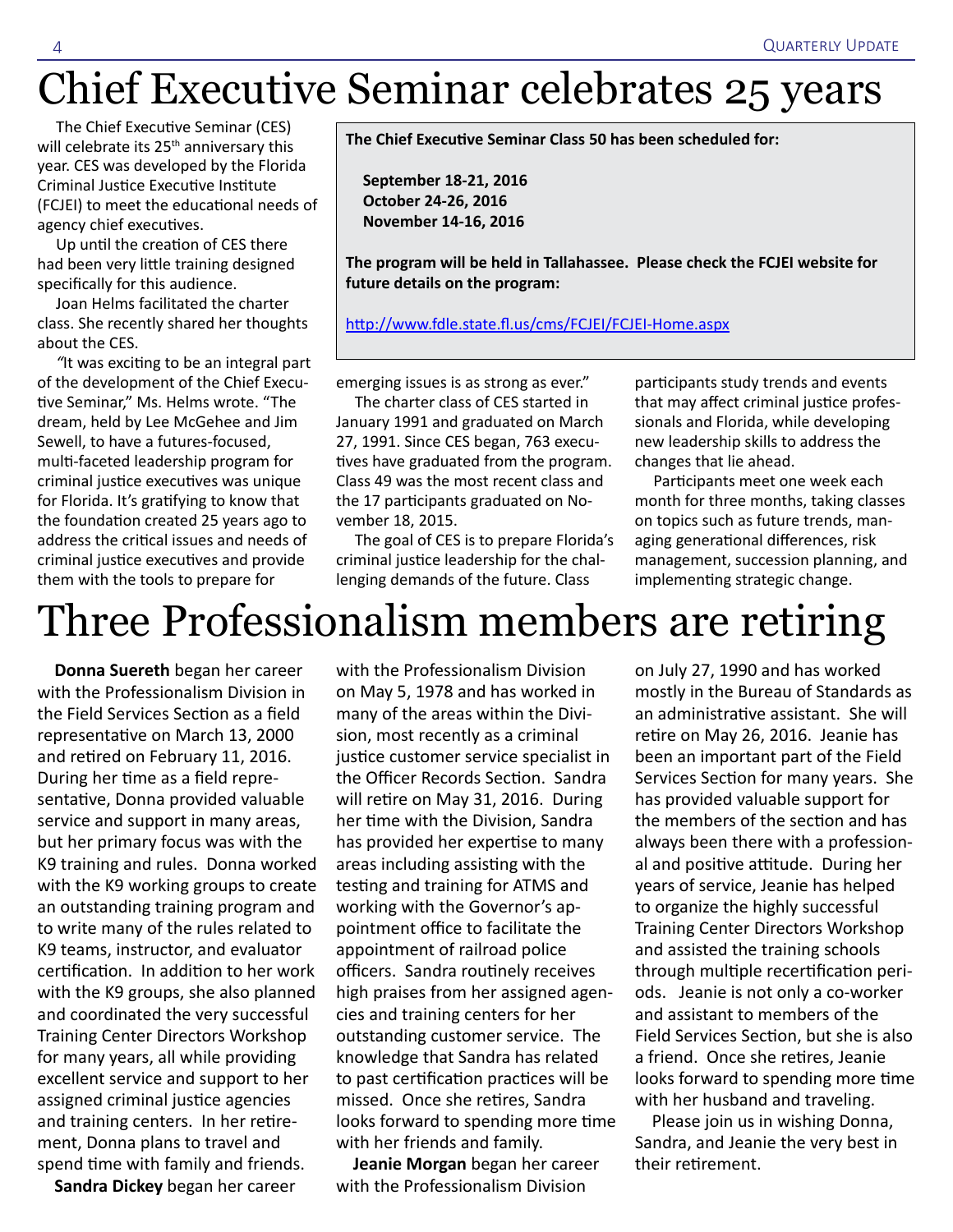# Chief Executive Seminar celebrates 25 years

The Chief Executive Seminar (CES) will celebrate its 25th anniversary this year. CES was developed by the Florida Criminal Justice Executive Institute (FCJEI) to meet the educational needs of agency chief executives.

Up until the creation of CES there had been very little training designed specifically for this audience.

Joan Helms facilitated the charter class. She recently shared her thoughts about the CES.

"It was exciting to be an integral part of the development of the Chief Executive Seminar," Ms. Helms wrote. "The dream, held by Lee McGehee and Jim Sewell, to have a futures-focused, multi-faceted leadership program for criminal justice executives was unique for Florida. It's gratifying to know that the foundation created 25 years ago to address the critical issues and needs of criminal justice executives and provide them with the tools to prepare for emerging issues is as strong as ever."

**The Chief Executive Seminar Class 50 has been scheduled for:**

**September 18-21, 2016**
**October 24-26, 2016**
**November 14-16, 2016**

**The program will be held in Tallahassee. Please check the FCJEI website for future details on the program:**

http://www.fdle.state.fl.us/cms/FCJEI/FCJEI-Home.aspx

The charter class of CES started in January 1991 and graduated on March 27, 1991. Since CES began, 763 executives have graduated from the program. Class 49 was the most recent class and the 17 participants graduated on November 18, 2015.

The goal of CES is to prepare Florida's criminal justice leadership for the challenging demands of the future. Class participants study trends and events that may affect criminal justice professionals and Florida, while developing new leadership skills to address the changes that lie ahead.

Participants meet one week each month for three months, taking classes on topics such as future trends, managing generational differences, risk management, succession planning, and implementing strategic change.

# Three Professionalism members are retiring

**Donna Suereth** began her career with the Professionalism Division in the Field Services Section as a field representative on March 13, 2000 and retired on February 11, 2016. During her time as a field representative, Donna provided valuable service and support in many areas, but her primary focus was with the K9 training and rules. Donna worked with the K9 working groups to create an outstanding training program and to write many of the rules related to K9 teams, instructor, and evaluator certification. In addition to her work with the K9 groups, she also planned and coordinated the very successful Training Center Directors Workshop for many years, all while providing excellent service and support to her assigned criminal justice agencies and training centers. In her retirement, Donna plans to travel and spend time with family and friends.

**Sandra Dickey** began her career with the Professionalism Division on May 5, 1978 and has worked in many of the areas within the Division, most recently as a criminal justice customer service specialist in the Officer Records Section. Sandra will retire on May 31, 2016. During her time with the Division, Sandra has provided her expertise to many areas including assisting with the testing and training for ATMS and working with the Governor's appointment office to facilitate the appointment of railroad police officers. Sandra routinely receives high praises from her assigned agencies and training centers for her outstanding customer service. The knowledge that Sandra has related to past certification practices will be missed. Once she retires, Sandra looks forward to spending more time with her friends and family.

**Jeanie Morgan** began her career with the Professionalism Division on July 27, 1990 and has worked mostly in the Bureau of Standards as an administrative assistant. She will retire on May 26, 2016. Jeanie has been an important part of the Field Services Section for many years. She has provided valuable support for the members of the section and has always been there with a professional and positive attitude. During her years of service, Jeanie has helped to organize the highly successful Training Center Directors Workshop and assisted the training schools through multiple recertification periods. Jeanie is not only a co-worker and assistant to members of the Field Services Section, but she is also a friend. Once she retires, Jeanie looks forward to spending more time with her husband and traveling.

Please join us in wishing Donna, Sandra, and Jeanie the very best in their retirement.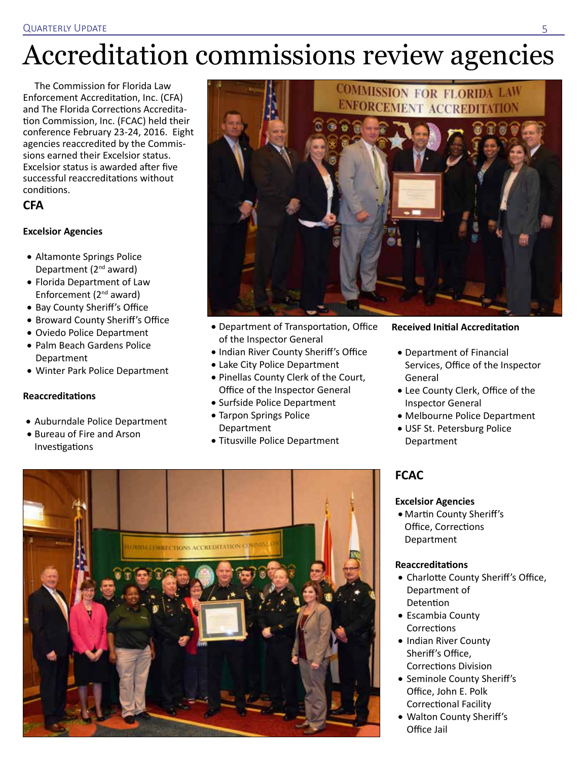# Accreditation commissions review agencies

The Commission for Florida Law Enforcement Accreditation, Inc. (CFA) and The Florida Corrections Accreditation Commission, Inc. (FCAC) held their conference February 23-24, 2016. Eight agencies reaccredited by the Commissions earned their Excelsior status. Excelsior status is awarded after five successful reaccreditations without conditions.

## CFA

### Excelsior Agencies

- Altamonte Springs Police Department (2nd award)
- Florida Department of Law Enforcement (2nd award)
- Bay County Sheriff's Office
- Broward County Sheriff's Office
- Oviedo Police Department
- Palm Beach Gardens Police Department
- Winter Park Police Department

### Reaccreditations

- Auburndale Police Department
- Bureau of Fire and Arson Investigations
- Department of Transportation, Office of the Inspector General
- Indian River County Sheriff's Office
- Lake City Police Department
- Pinellas County Clerk of the Court, Office of the Inspector General
- Surfside Police Department
- Tarpon Springs Police Department
- Titusville Police Department

### Received Initial Accreditation

- Department of Financial Services, Office of the Inspector General
- Lee County Clerk, Office of the Inspector General
- Melbourne Police Department
- USF St. Petersburg Police Department

## FCAC

### Excelsior Agencies

- Martin County Sheriff's Office, Corrections Department

### Reaccreditations

- Charlotte County Sheriff's Office, Department of Detention
- Escambia County Corrections
- Indian River County Sheriff's Office, Corrections Division
- Seminole County Sheriff's Office, John E. Polk Correctional Facility
- Walton County Sheriff's Office Jail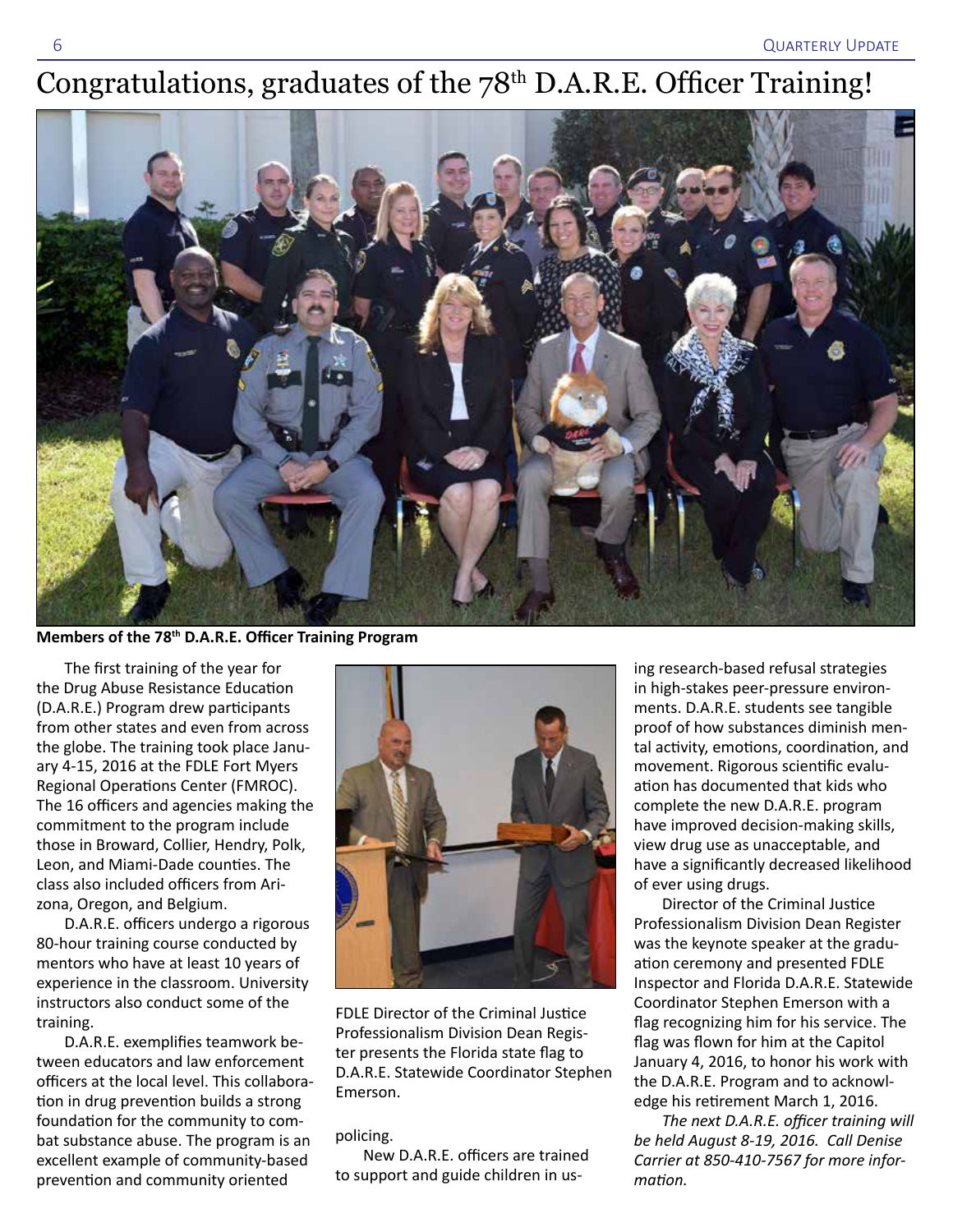# Congratulations, graduates of the 78th D.A.R.E. Officer Training!

**Members of the 78th D.A.R.E. Officer Training Program**

The first training of the year for the Drug Abuse Resistance Education (D.A.R.E.) Program drew participants from other states and even from across the globe. The training took place January 4-15, 2016 at the FDLE Fort Myers Regional Operations Center (FMROC). The 16 officers and agencies making the commitment to the program include those in Broward, Collier, Hendry, Polk, Leon, and Miami-Dade counties. The class also included officers from Arizona, Oregon, and Belgium.

D.A.R.E. officers undergo a rigorous 80-hour training course conducted by mentors who have at least 10 years of experience in the classroom. University instructors also conduct some of the training.

D.A.R.E. exemplifies teamwork between educators and law enforcement officers at the local level. This collaboration in drug prevention builds a strong foundation for the community to combat substance abuse. The program is an excellent example of community-based prevention and community oriented policing.

FDLE Director of the Criminal Justice Professionalism Division Dean Register presents the Florida state flag to D.A.R.E. Statewide Coordinator Stephen Emerson.

New D.A.R.E. officers are trained to support and guide children in using research-based refusal strategies in high-stakes peer-pressure environments. D.A.R.E. students see tangible proof of how substances diminish mental activity, emotions, coordination, and movement. Rigorous scientific evaluation has documented that kids who complete the new D.A.R.E. program have improved decision-making skills, view drug use as unacceptable, and have a significantly decreased likelihood of ever using drugs.

Director of the Criminal Justice Professionalism Division Dean Register was the keynote speaker at the graduation ceremony and presented FDLE Inspector and Florida D.A.R.E. Statewide Coordinator Stephen Emerson with a flag recognizing him for his service. The flag was flown for him at the Capitol January 4, 2016, to honor his work with the D.A.R.E. Program and to acknowledge his retirement March 1, 2016.

*The next D.A.R.E. officer training will be held August 8-19, 2016. Call Denise Carrier at 850-410-7567 for more information.*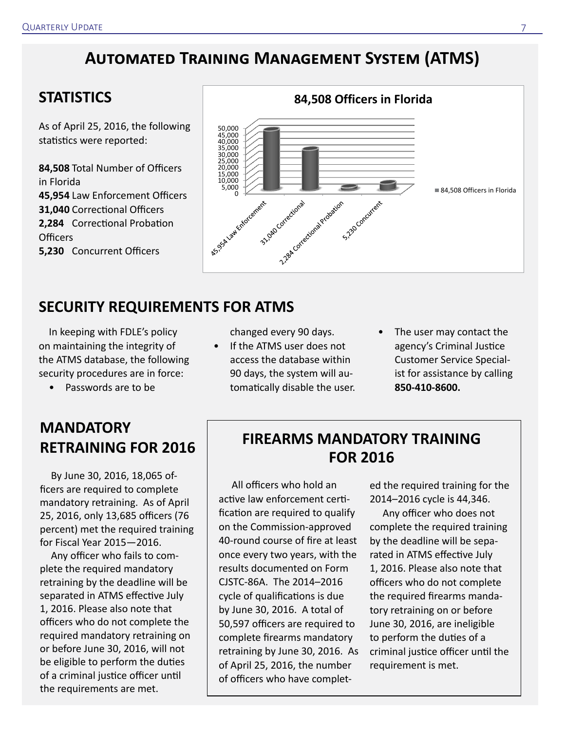# Automated Training Management System (ATMS)

## STATISTICS

As of April 25, 2016, the following statistics were reported:

**84,508** Total Number of Officers in Florida
**45,954** Law Enforcement Officers
**31,040** Correctional Officers
**2,284** Correctional Probation Officers
**5,230** Concurrent Officers

**84,508 Officers in Florida**

| Category | Officers |
| --- | --- |
| 45,954 Law Enforcement | 45,954 |
| 31,040 Correctional | 31,040 |
| 2,284 Correctional Probation | 2,284 |
| 5,230 Concurrent | 5,230 |

## SECURITY REQUIREMENTS FOR ATMS

In keeping with FDLE's policy on maintaining the integrity of the ATMS database, the following security procedures are in force:

- Passwords are to be changed every 90 days.
- If the ATMS user does not access the database within 90 days, the system will automatically disable the user.
- The user may contact the agency's Criminal Justice Customer Service Specialist for assistance by calling **850-410-8600.**

## MANDATORY RETRAINING FOR 2016

By June 30, 2016, 18,065 officers are required to complete mandatory retraining. As of April 25, 2016, only 13,685 officers (76 percent) met the required training for Fiscal Year 2015—2016.

Any officer who fails to complete the required mandatory retraining by the deadline will be separated in ATMS effective July 1, 2016. Please also note that officers who do not complete the required mandatory retraining on or before June 30, 2016, will not be eligible to perform the duties of a criminal justice officer until the requirements are met.

## FIREARMS MANDATORY TRAINING FOR 2016

All officers who hold an active law enforcement certification are required to qualify on the Commission-approved 40-round course of fire at least once every two years, with the results documented on Form CJSTC-86A. The 2014–2016 cycle of qualifications is due by June 30, 2016. A total of 50,597 officers are required to complete firearms mandatory retraining by June 30, 2016. As of April 25, 2016, the number of officers who have completed the required training for the 2014–2016 cycle is 44,346.

Any officer who does not complete the required training by the deadline will be separated in ATMS effective July 1, 2016. Please also note that officers who do not complete the required firearms mandatory retraining on or before June 30, 2016, are ineligible to perform the duties of a criminal justice officer until the requirement is met.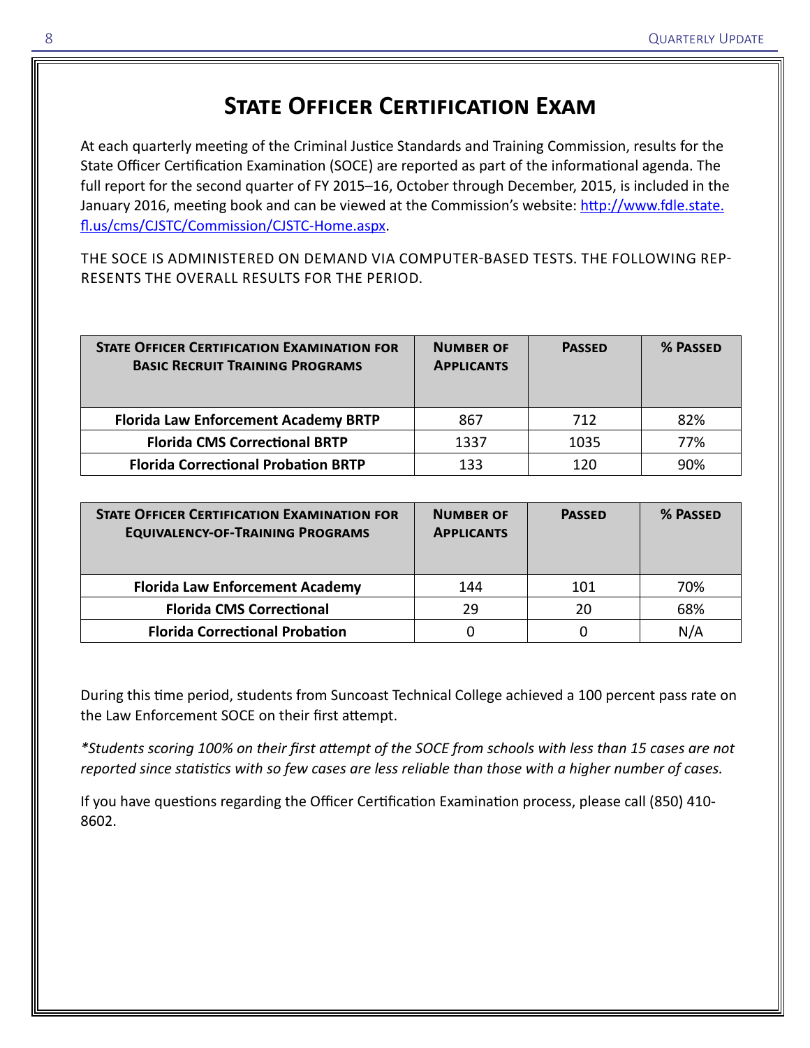# State Officer Certification Exam

At each quarterly meeting of the Criminal Justice Standards and Training Commission, results for the State Officer Certification Examination (SOCE) are reported as part of the informational agenda. The full report for the second quarter of FY 2015–16, October through December, 2015, is included in the January 2016, meeting book and can be viewed at the Commission's website: [http://www.fdle.state.fl.us/cms/CJSTC/Commission/CJSTC-Home.aspx](http://www.fdle.state.fl.us/cms/CJSTC/Commission/CJSTC-Home.aspx).

THE SOCE IS ADMINISTERED ON DEMAND VIA COMPUTER-BASED TESTS. THE FOLLOWING REPRESENTS THE OVERALL RESULTS FOR THE PERIOD.

| State Officer Certification Examination for Basic Recruit Training Programs | Number of Applicants | Passed | % Passed |
|---|---|---|---|
| **Florida Law Enforcement Academy BRTP** | 867 | 712 | 82% |
| **Florida CMS Correctional BRTP** | 1337 | 1035 | 77% |
| **Florida Correctional Probation BRTP** | 133 | 120 | 90% |

| State Officer Certification Examination for Equivalency-of-Training Programs | Number of Applicants | Passed | % Passed |
|---|---|---|---|
| **Florida Law Enforcement Academy** | 144 | 101 | 70% |
| **Florida CMS Correctional** | 29 | 20 | 68% |
| **Florida Correctional Probation** | 0 | 0 | N/A |

During this time period, students from Suncoast Technical College achieved a 100 percent pass rate on the Law Enforcement SOCE on their first attempt.

*\*Students scoring 100% on their first attempt of the SOCE from schools with less than 15 cases are not reported since statistics with so few cases are less reliable than those with a higher number of cases.*

If you have questions regarding the Officer Certification Examination process, please call (850) 410-8602.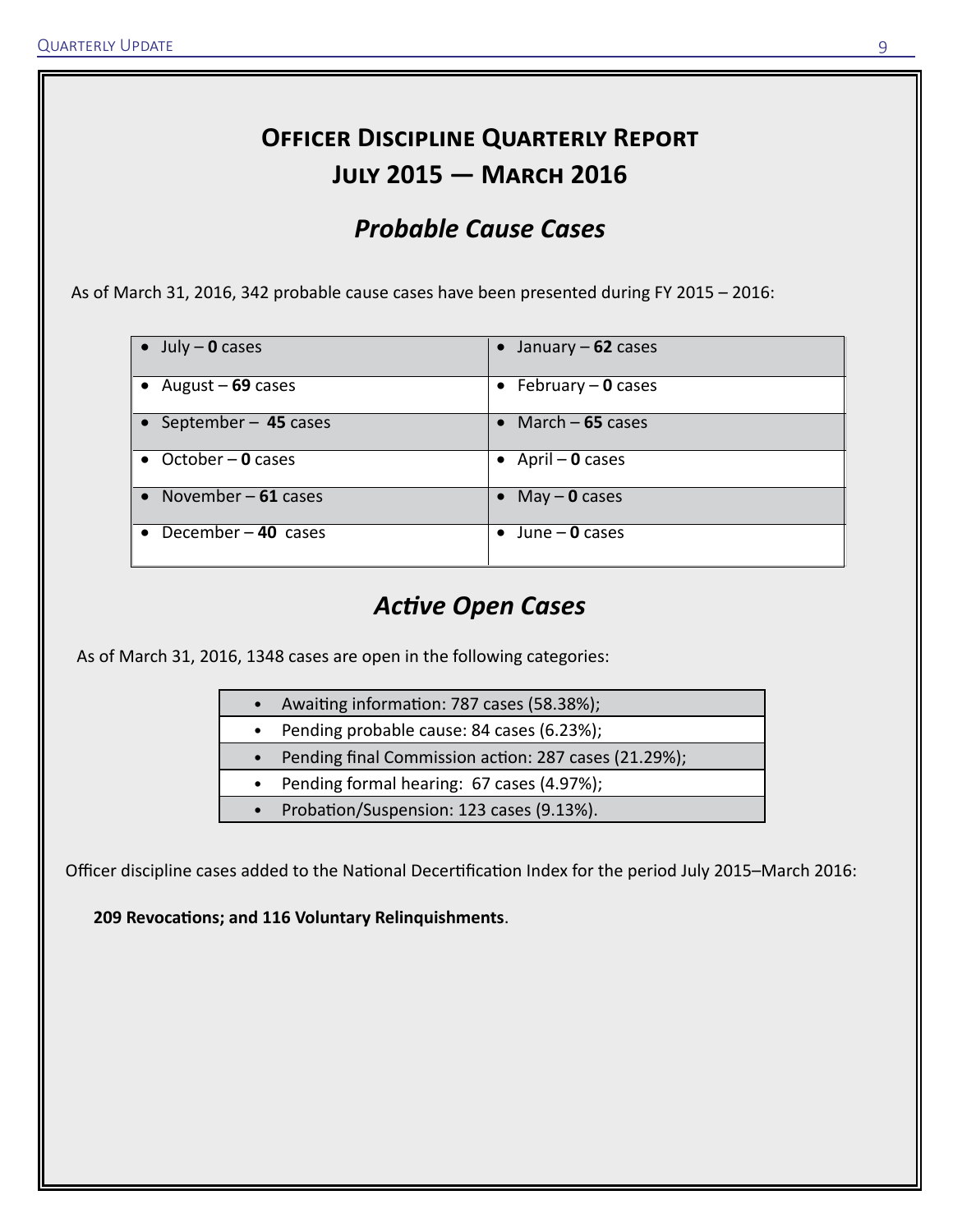# Officer Discipline Quarterly Report

## July 2015 — March 2016

### *Probable Cause Cases*

As of March 31, 2016, 342 probable cause cases have been presented during FY 2015 – 2016:

| | |
|---|---|
| • July – **0** cases | • January – **62** cases |
| • August – **69** cases | • February – **0** cases |
| • September – **45** cases | • March – **65** cases |
| • October – **0** cases | • April – **0** cases |
| • November – **61** cases | • May – **0** cases |
| • December – **40** cases | • June – **0** cases |

### *Active Open Cases*

As of March 31, 2016, 1348 cases are open in the following categories:

- Awaiting information: 787 cases (58.38%);
- Pending probable cause: 84 cases (6.23%);
- Pending final Commission action: 287 cases (21.29%);
- Pending formal hearing: 67 cases (4.97%);
- Probation/Suspension: 123 cases (9.13%).

Officer discipline cases added to the National Decertification Index for the period July 2015–March 2016:

**209 Revocations; and 116 Voluntary Relinquishments**.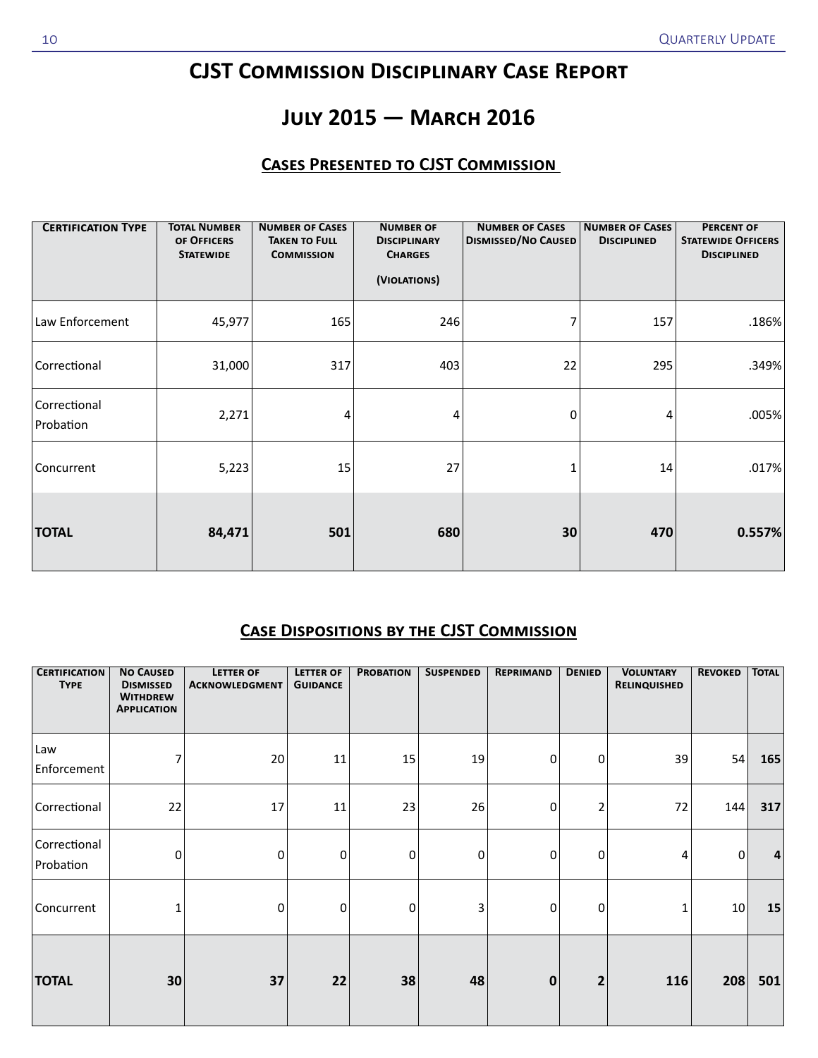// CJST Commission Disciplinary Case Report

## July 2015 — March 2016

### Cases Presented to CJST Commission

| Certification Type | Total Number of Officers Statewide | Number of Cases Taken to Full Commission | Number of Disciplinary Charges (Violations) | Number of Cases Dismissed/No Caused | Number of Cases Disciplined | Percent of Statewide Officers Disciplined |
|---|---|---|---|---|---|---|
| Law Enforcement | 45,977 | 165 | 246 | 7 | 157 | .186% |
| Correctional | 31,000 | 317 | 403 | 22 | 295 | .349% |
| Correctional Probation | 2,271 | 4 | 4 | 0 | 4 | .005% |
| Concurrent | 5,223 | 15 | 27 | 1 | 14 | .017% |
| **TOTAL** | **84,471** | **501** | **680** | **30** | **470** | **0.557%** |

### Case Dispositions by the CJST Commission

| Certification Type | No Caused Dismissed Withdrew Application | Letter of Acknowledgment | Letter of Guidance | Probation | Suspended | Reprimand | Denied | Voluntary Relinquished | Revoked | Total |
|---|---|---|---|---|---|---|---|---|---|---|
| Law Enforcement | 7 | 20 | 11 | 15 | 19 | 0 | 0 | 39 | 54 | **165** |
| Correctional | 22 | 17 | 11 | 23 | 26 | 0 | 2 | 72 | 144 | **317** |
| Correctional Probation | 0 | 0 | 0 | 0 | 0 | 0 | 0 | 4 | 0 | **4** |
| Concurrent | 1 | 0 | 0 | 0 | 3 | 0 | 0 | 1 | 10 | **15** |
| **TOTAL** | **30** | **37** | **22** | **38** | **48** | **0** | **2** | **116** | **208** | **501** |

# CJST Commission Disciplinary Case Report

## July 2015 — March 2016

### Cases Presented to CJST Commission

| Certification Type | Total Number of Officers Statewide | Number of Cases Taken to Full Commission | Number of Disciplinary Charges (Violations) | Number of Cases Dismissed/No Caused | Number of Cases Disciplined | Percent of Statewide Officers Disciplined |
|---|---|---|---|---|---|---|
| Law Enforcement | 45,977 | 165 | 246 | 7 | 157 | .186% |
| Correctional | 31,000 | 317 | 403 | 22 | 295 | .349% |
| Correctional Probation | 2,271 | 4 | 4 | 0 | 4 | .005% |
| Concurrent | 5,223 | 15 | 27 | 1 | 14 | .017% |
| **TOTAL** | **84,471** | **501** | **680** | **30** | **470** | **0.557%** |

### Case Dispositions by the CJST Commission

| Certification Type | No Caused Dismissed Withdrew Application | Letter of Acknowledgment | Letter of Guidance | Probation | Suspended | Reprimand | Denied | Voluntary Relinquished | Revoked | Total |
|---|---|---|---|---|---|---|---|---|---|---|
| Law Enforcement | 7 | 20 | 11 | 15 | 19 | 0 | 0 | 39 | 54 | **165** |
| Correctional | 22 | 17 | 11 | 23 | 26 | 0 | 2 | 72 | 144 | **317** |
| Correctional Probation | 0 | 0 | 0 | 0 | 0 | 0 | 0 | 4 | 0 | **4** |
| Concurrent | 1 | 0 | 0 | 0 | 3 | 0 | 0 | 1 | 10 | **15** |
| **TOTAL** | **30** | **37** | **22** | **38** | **48** | **0** | **2** | **116** | **208** | **501** |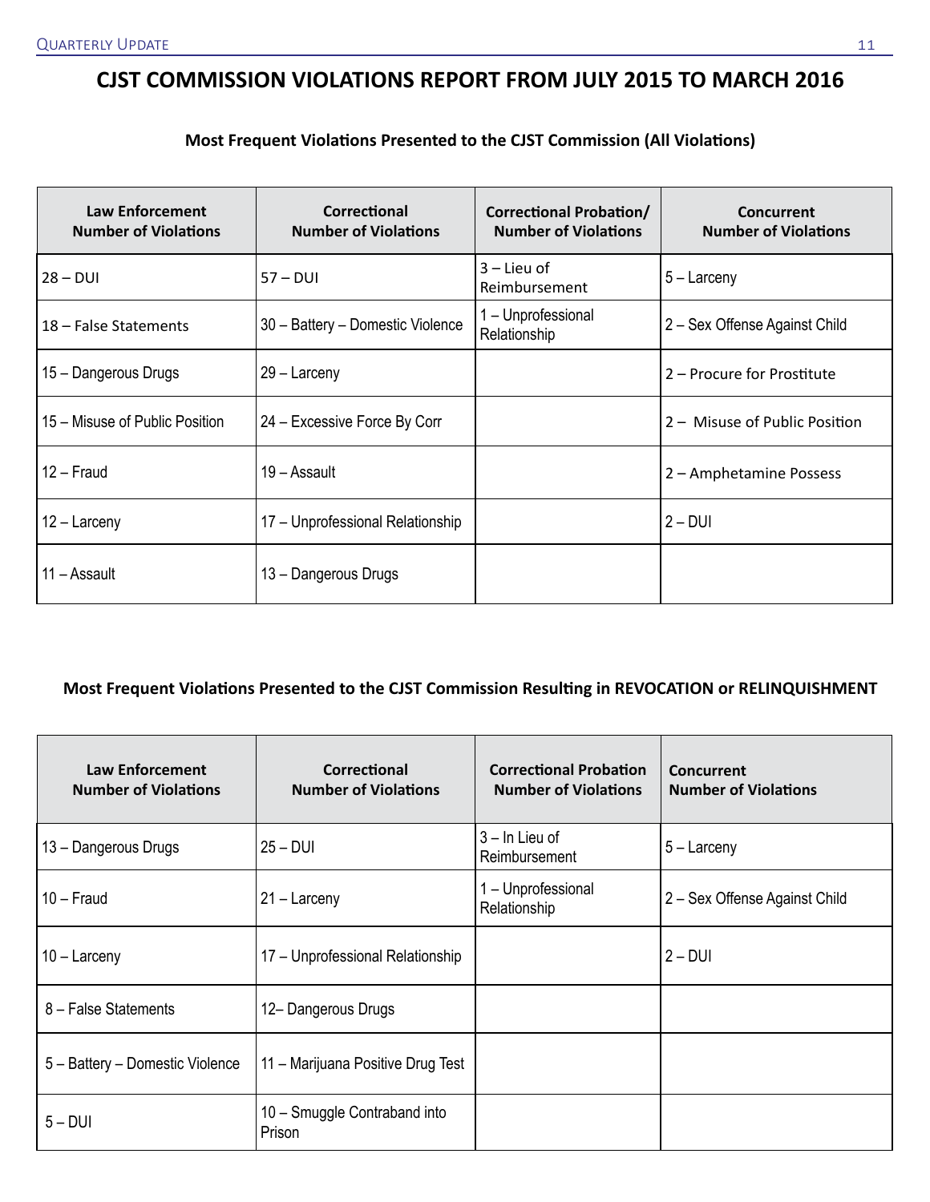# CJST COMMISSION VIOLATIONS REPORT FROM JULY 2015 TO MARCH 2016

### Most Frequent Violations Presented to the CJST Commission (All Violations)

| Law Enforcement Number of Violations | Correctional Number of Violations | Correctional Probation/ Number of Violations | Concurrent Number of Violations |
|---|---|---|---|
| 28 – DUI | 57 – DUI | 3 – Lieu of Reimbursement | 5 – Larceny |
| 18 – False Statements | 30 – Battery – Domestic Violence | 1 – Unprofessional Relationship | 2 – Sex Offense Against Child |
| 15 – Dangerous Drugs | 29 – Larceny | | 2 – Procure for Prostitute |
| 15 – Misuse of Public Position | 24 – Excessive Force By Corr | | 2 – Misuse of Public Position |
| 12 – Fraud | 19 – Assault | | 2 – Amphetamine Possess |
| 12 – Larceny | 17 – Unprofessional Relationship | | 2 – DUI |
| 11 – Assault | 13 – Dangerous Drugs | | |

### Most Frequent Violations Presented to the CJST Commission Resulting in REVOCATION or RELINQUISHMENT

| Law Enforcement Number of Violations | Correctional Number of Violations | Correctional Probation Number of Violations | Concurrent Number of Violations |
|---|---|---|---|
| 13 – Dangerous Drugs | 25 – DUI | 3 – In Lieu of Reimbursement | 5 – Larceny |
| 10 – Fraud | 21 – Larceny | 1 – Unprofessional Relationship | 2 – Sex Offense Against Child |
| 10 – Larceny | 17 – Unprofessional Relationship | | 2 – DUI |
| 8 – False Statements | 12– Dangerous Drugs | | |
| 5 – Battery – Domestic Violence | 11 – Marijuana Positive Drug Test | | |
| 5 – DUI | 10 – Smuggle Contraband into Prison | | |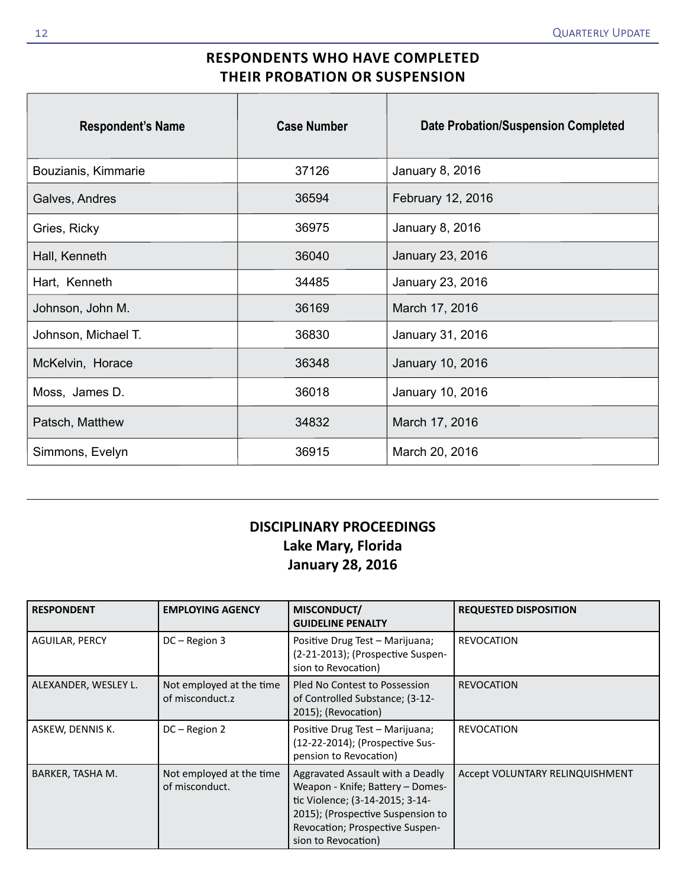## RESPONDENTS WHO HAVE COMPLETED THEIR PROBATION OR SUSPENSION

| Respondent's Name | Case Number | Date Probation/Suspension Completed |
|---|---|---|
| Bouzianis, Kimmarie | 37126 | January 8, 2016 |
| Galves, Andres | 36594 | February 12, 2016 |
| Gries, Ricky | 36975 | January 8, 2016 |
| Hall, Kenneth | 36040 | January 23, 2016 |
| Hart, Kenneth | 34485 | January 23, 2016 |
| Johnson, John M. | 36169 | March 17, 2016 |
| Johnson, Michael T. | 36830 | January 31, 2016 |
| McKelvin, Horace | 36348 | January 10, 2016 |
| Moss, James D. | 36018 | January 10, 2016 |
| Patsch, Matthew | 34832 | March 17, 2016 |
| Simmons, Evelyn | 36915 | March 20, 2016 |

## DISCIPLINARY PROCEEDINGS
### Lake Mary, Florida
### January 28, 2016

| RESPONDENT | EMPLOYING AGENCY | MISCONDUCT/ GUIDELINE PENALTY | REQUESTED DISPOSITION |
|---|---|---|---|
| AGUILAR, PERCY | DC – Region 3 | Positive Drug Test – Marijuana; (2-21-2013); (Prospective Suspension to Revocation) | REVOCATION |
| ALEXANDER, WESLEY L. | Not employed at the time of misconduct.z | Pled No Contest to Possession of Controlled Substance; (3-12-2015); (Revocation) | REVOCATION |
| ASKEW, DENNIS K. | DC – Region 2 | Positive Drug Test – Marijuana; (12-22-2014); (Prospective Suspension to Revocation) | REVOCATION |
| BARKER, TASHA M. | Not employed at the time of misconduct. | Aggravated Assault with a Deadly Weapon - Knife; Battery – Domestic Violence; (3-14-2015; 3-14-2015); (Prospective Suspension to Revocation; Prospective Suspension to Revocation) | Accept VOLUNTARY RELINQUISHMENT |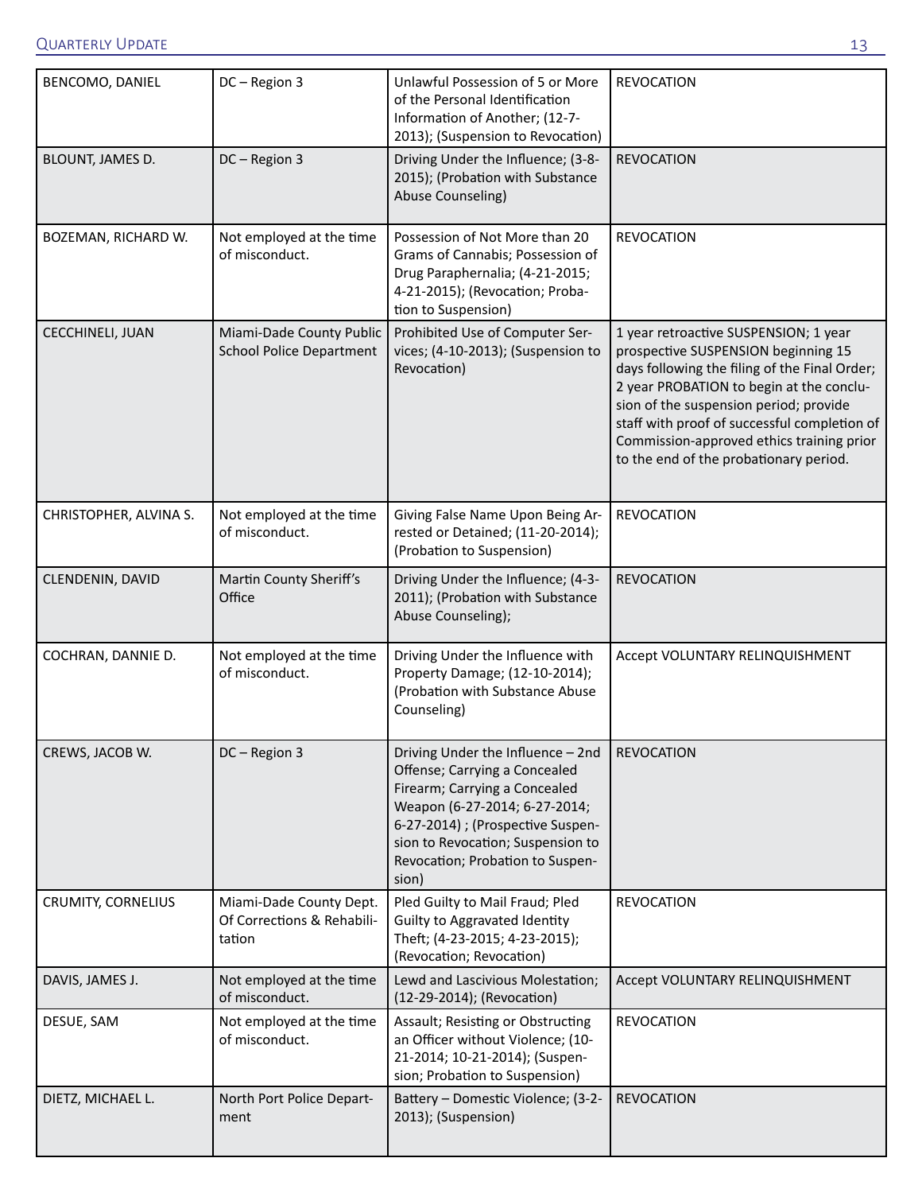| | | | |
|---|---|---|---|
| BENCOMO, DANIEL | DC – Region 3 | Unlawful Possession of 5 or More of the Personal Identification Information of Another; (12-7-2013); (Suspension to Revocation) | REVOCATION |
| BLOUNT, JAMES D. | DC – Region 3 | Driving Under the Influence; (3-8-2015); (Probation with Substance Abuse Counseling) | REVOCATION |
| BOZEMAN, RICHARD W. | Not employed at the time of misconduct. | Possession of Not More than 20 Grams of Cannabis; Possession of Drug Paraphernalia; (4-21-2015; 4-21-2015); (Revocation; Probation to Suspension) | REVOCATION |
| CECCHINELI, JUAN | Miami-Dade County Public School Police Department | Prohibited Use of Computer Services; (4-10-2013); (Suspension to Revocation) | 1 year retroactive SUSPENSION; 1 year prospective SUSPENSION beginning 15 days following the filing of the Final Order; 2 year PROBATION to begin at the conclusion of the suspension period; provide staff with proof of successful completion of Commission-approved ethics training prior to the end of the probationary period. |
| CHRISTOPHER, ALVINA S. | Not employed at the time of misconduct. | Giving False Name Upon Being Arrested or Detained; (11-20-2014); (Probation to Suspension) | REVOCATION |
| CLENDENIN, DAVID | Martin County Sheriff's Office | Driving Under the Influence; (4-3-2011); (Probation with Substance Abuse Counseling); | REVOCATION |
| COCHRAN, DANNIE D. | Not employed at the time of misconduct. | Driving Under the Influence with Property Damage; (12-10-2014); (Probation with Substance Abuse Counseling) | Accept VOLUNTARY RELINQUISHMENT |
| CREWS, JACOB W. | DC – Region 3 | Driving Under the Influence – 2nd Offense; Carrying a Concealed Firearm; Carrying a Concealed Weapon (6-27-2014; 6-27-2014; 6-27-2014) ; (Prospective Suspension to Revocation; Suspension to Revocation; Probation to Suspension) | REVOCATION |
| CRUMITY, CORNELIUS | Miami-Dade County Dept. Of Corrections & Rehabilitation | Pled Guilty to Mail Fraud; Pled Guilty to Aggravated Identity Theft; (4-23-2015; 4-23-2015); (Revocation; Revocation) | REVOCATION |
| DAVIS, JAMES J. | Not employed at the time of misconduct. | Lewd and Lascivious Molestation; (12-29-2014); (Revocation) | Accept VOLUNTARY RELINQUISHMENT |
| DESUE, SAM | Not employed at the time of misconduct. | Assault; Resisting or Obstructing an Officer without Violence; (10-21-2014; 10-21-2014); (Suspension; Probation to Suspension) | REVOCATION |
| DIETZ, MICHAEL L. | North Port Police Department | Battery – Domestic Violence; (3-2-2013); (Suspension) | REVOCATION |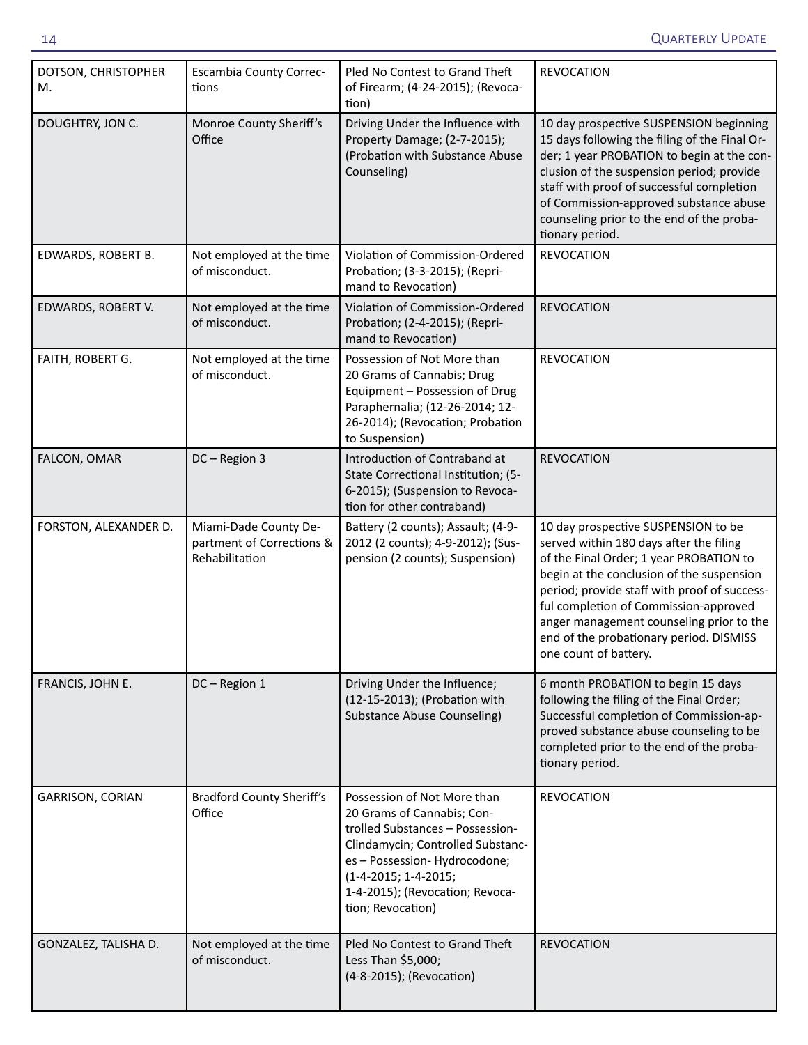| DOTSON, CHRISTOPHER M. | Escambia County Corrections | Pled No Contest to Grand Theft of Firearm; (4-24-2015); (Revocation) | REVOCATION |
|---|---|---|---|
| DOUGHTRY, JON C. | Monroe County Sheriff's Office | Driving Under the Influence with Property Damage; (2-7-2015); (Probation with Substance Abuse Counseling) | 10 day prospective SUSPENSION beginning 15 days following the filing of the Final Order; 1 year PROBATION to begin at the conclusion of the suspension period; provide staff with proof of successful completion of Commission-approved substance abuse counseling prior to the end of the probationary period. |
| EDWARDS, ROBERT B. | Not employed at the time of misconduct. | Violation of Commission-Ordered Probation; (3-3-2015); (Reprimand to Revocation) | REVOCATION |
| EDWARDS, ROBERT V. | Not employed at the time of misconduct. | Violation of Commission-Ordered Probation; (2-4-2015); (Reprimand to Revocation) | REVOCATION |
| FAITH, ROBERT G. | Not employed at the time of misconduct. | Possession of Not More than 20 Grams of Cannabis; Drug Equipment – Possession of Drug Paraphernalia; (12-26-2014; 12-26-2014); (Revocation; Probation to Suspension) | REVOCATION |
| FALCON, OMAR | DC – Region 3 | Introduction of Contraband at State Correctional Institution; (5-6-2015); (Suspension to Revocation for other contraband) | REVOCATION |
| FORSTON, ALEXANDER D. | Miami-Dade County Department of Corrections & Rehabilitation | Battery (2 counts); Assault; (4-9-2012 (2 counts); 4-9-2012); (Suspension (2 counts); Suspension) | 10 day prospective SUSPENSION to be served within 180 days after the filing of the Final Order; 1 year PROBATION to begin at the conclusion of the suspension period; provide staff with proof of successful completion of Commission-approved anger management counseling prior to the end of the probationary period. DISMISS one count of battery. |
| FRANCIS, JOHN E. | DC – Region 1 | Driving Under the Influence; (12-15-2013); (Probation with Substance Abuse Counseling) | 6 month PROBATION to begin 15 days following the filing of the Final Order; Successful completion of Commission-approved substance abuse counseling to be completed prior to the end of the probationary period. |
| GARRISON, CORIAN | Bradford County Sheriff's Office | Possession of Not More than 20 Grams of Cannabis; Controlled Substances – Possession- Clindamycin; Controlled Substances – Possession- Hydrocodone; (1-4-2015; 1-4-2015; 1-4-2015); (Revocation; Revocation; Revocation) | REVOCATION |
| GONZALEZ, TALISHA D. | Not employed at the time of misconduct. | Pled No Contest to Grand Theft Less Than $5,000; (4-8-2015); (Revocation) | REVOCATION |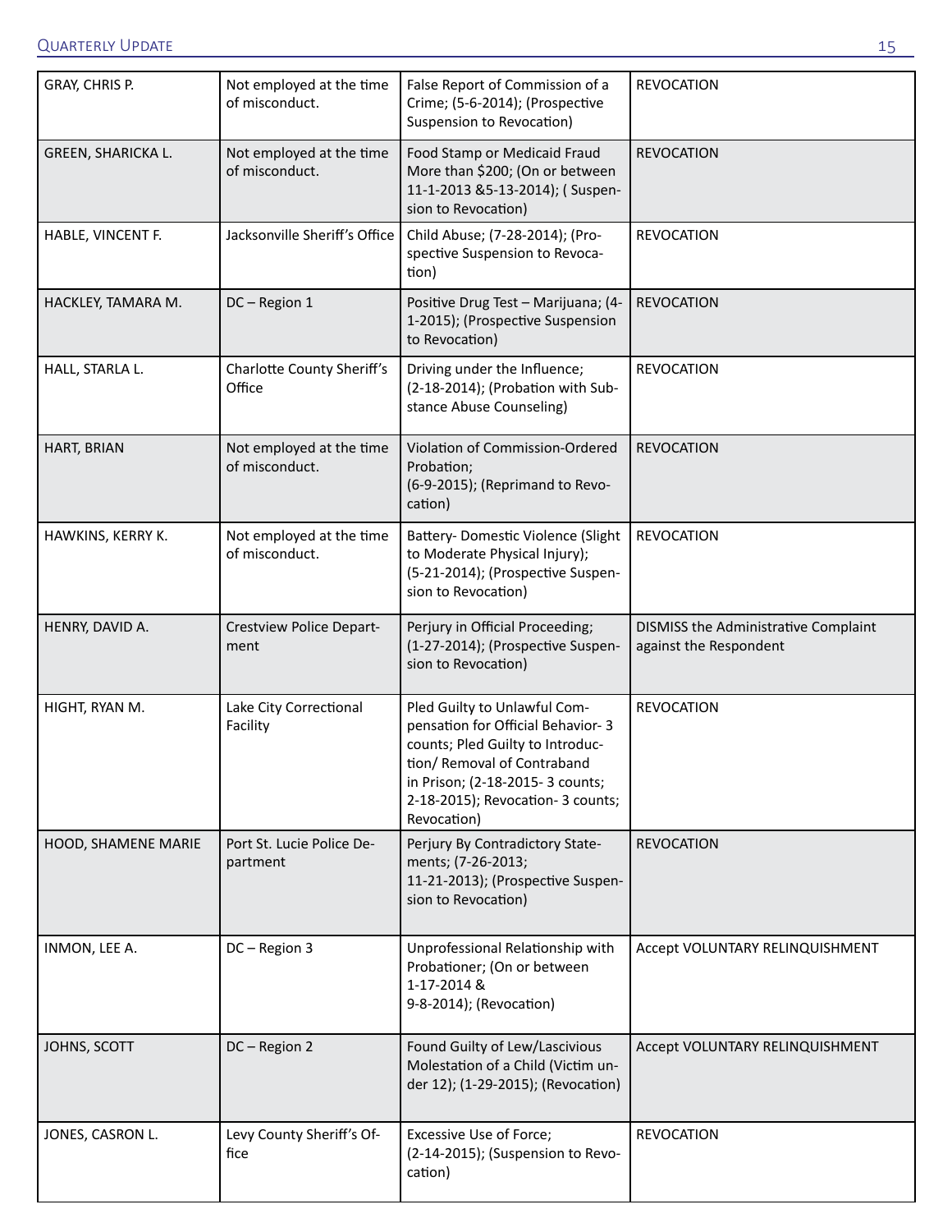| GRAY, CHRIS P. | Not employed at the time of misconduct. | False Report of Commission of a Crime; (5-6-2014); (Prospective Suspension to Revocation) | REVOCATION |
|---|---|---|---|
| GREEN, SHARICKA L. | Not employed at the time of misconduct. | Food Stamp or Medicaid Fraud More than $200; (On or between 11-1-2013 &5-13-2014); ( Suspension to Revocation) | REVOCATION |
| HABLE, VINCENT F. | Jacksonville Sheriff's Office | Child Abuse; (7-28-2014); (Prospective Suspension to Revocation) | REVOCATION |
| HACKLEY, TAMARA M. | DC – Region 1 | Positive Drug Test – Marijuana; (4-1-2015); (Prospective Suspension to Revocation) | REVOCATION |
| HALL, STARLA L. | Charlotte County Sheriff's Office | Driving under the Influence; (2-18-2014); (Probation with Substance Abuse Counseling) | REVOCATION |
| HART, BRIAN | Not employed at the time of misconduct. | Violation of Commission-Ordered Probation; (6-9-2015); (Reprimand to Revocation) | REVOCATION |
| HAWKINS, KERRY K. | Not employed at the time of misconduct. | Battery- Domestic Violence (Slight to Moderate Physical Injury); (5-21-2014); (Prospective Suspension to Revocation) | REVOCATION |
| HENRY, DAVID A. | Crestview Police Department | Perjury in Official Proceeding; (1-27-2014); (Prospective Suspension to Revocation) | DISMISS the Administrative Complaint against the Respondent |
| HIGHT, RYAN M. | Lake City Correctional Facility | Pled Guilty to Unlawful Compensation for Official Behavior- 3 counts; Pled Guilty to Introduction/ Removal of Contraband in Prison; (2-18-2015- 3 counts; 2-18-2015); Revocation- 3 counts; Revocation) | REVOCATION |
| HOOD, SHAMENE MARIE | Port St. Lucie Police Department | Perjury By Contradictory Statements; (7-26-2013; 11-21-2013); (Prospective Suspension to Revocation) | REVOCATION |
| INMON, LEE A. | DC – Region 3 | Unprofessional Relationship with Probationer; (On or between 1-17-2014 & 9-8-2014); (Revocation) | Accept VOLUNTARY RELINQUISHMENT |
| JOHNS, SCOTT | DC – Region 2 | Found Guilty of Lew/Lascivious Molestation of a Child (Victim under 12); (1-29-2015); (Revocation) | Accept VOLUNTARY RELINQUISHMENT |
| JONES, CASRON L. | Levy County Sheriff's Office | Excessive Use of Force; (2-14-2015); (Suspension to Revocation) | REVOCATION |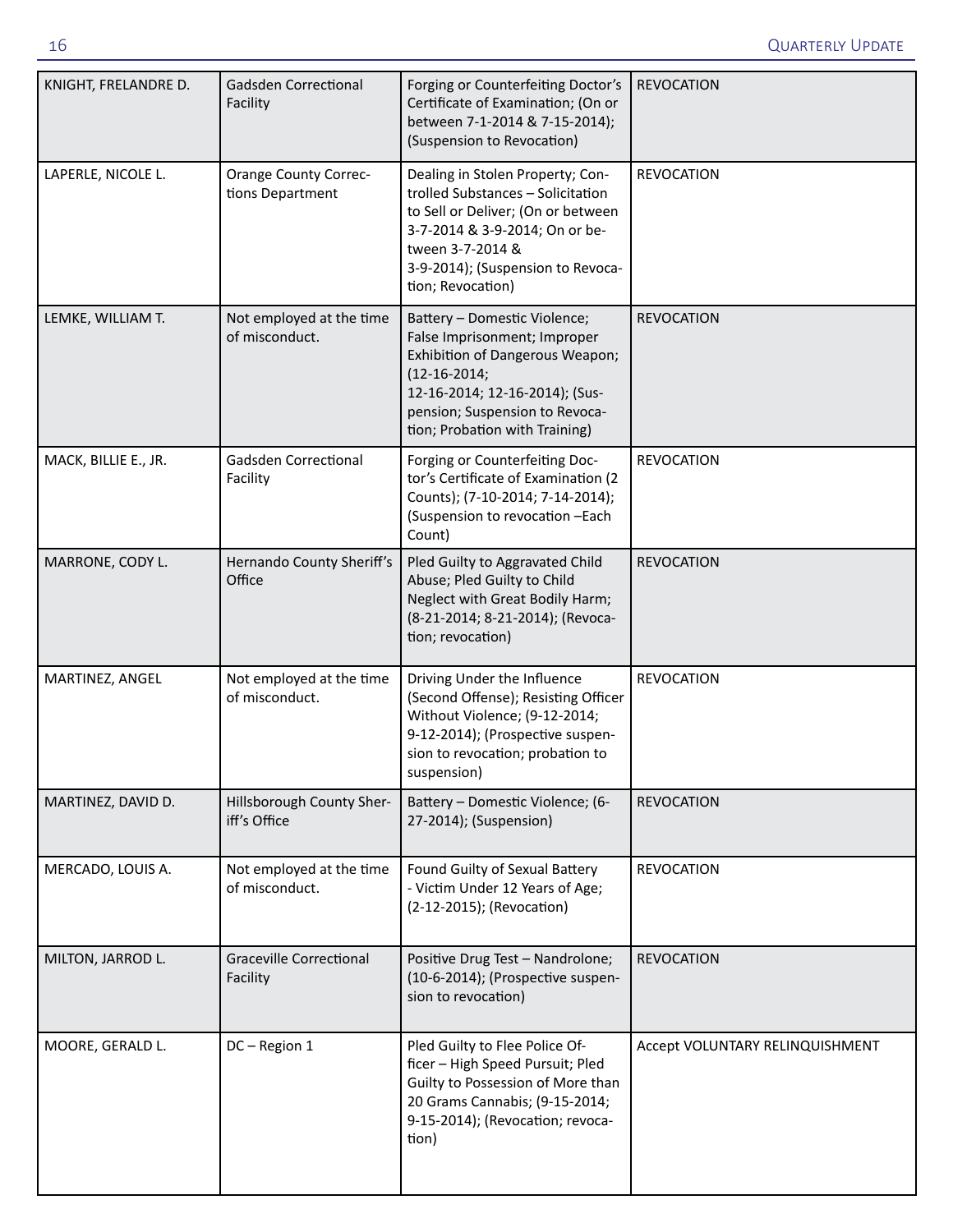| | | | |
|---|---|---|---|
| KNIGHT, FRELANDRE D. | Gadsden Correctional Facility | Forging or Counterfeiting Doctor's Certificate of Examination; (On or between 7-1-2014 & 7-15-2014); (Suspension to Revocation) | REVOCATION |
| LAPERLE, NICOLE L. | Orange County Corrections Department | Dealing in Stolen Property; Controlled Substances – Solicitation to Sell or Deliver; (On or between 3-7-2014 & 3-9-2014; On or between 3-7-2014 & 3-9-2014); (Suspension to Revocation; Revocation) | REVOCATION |
| LEMKE, WILLIAM T. | Not employed at the time of misconduct. | Battery – Domestic Violence; False Imprisonment; Improper Exhibition of Dangerous Weapon; (12-16-2014; 12-16-2014; 12-16-2014); (Suspension; Suspension to Revocation; Probation with Training) | REVOCATION |
| MACK, BILLIE E., JR. | Gadsden Correctional Facility | Forging or Counterfeiting Doctor's Certificate of Examination (2 Counts); (7-10-2014; 7-14-2014); (Suspension to revocation –Each Count) | REVOCATION |
| MARRONE, CODY L. | Hernando County Sheriff's Office | Pled Guilty to Aggravated Child Abuse; Pled Guilty to Child Neglect with Great Bodily Harm; (8-21-2014; 8-21-2014); (Revocation; revocation) | REVOCATION |
| MARTINEZ, ANGEL | Not employed at the time of misconduct. | Driving Under the Influence (Second Offense); Resisting Officer Without Violence; (9-12-2014; 9-12-2014); (Prospective suspension to revocation; probation to suspension) | REVOCATION |
| MARTINEZ, DAVID D. | Hillsborough County Sheriff's Office | Battery – Domestic Violence; (6-27-2014); (Suspension) | REVOCATION |
| MERCADO, LOUIS A. | Not employed at the time of misconduct. | Found Guilty of Sexual Battery - Victim Under 12 Years of Age; (2-12-2015); (Revocation) | REVOCATION |
| MILTON, JARROD L. | Graceville Correctional Facility | Positive Drug Test – Nandrolone; (10-6-2014); (Prospective suspension to revocation) | REVOCATION |
| MOORE, GERALD L. | DC – Region 1 | Pled Guilty to Flee Police Officer – High Speed Pursuit; Pled Guilty to Possession of More than 20 Grams Cannabis; (9-15-2014; 9-15-2014); (Revocation; revocation) | Accept VOLUNTARY RELINQUISHMENT |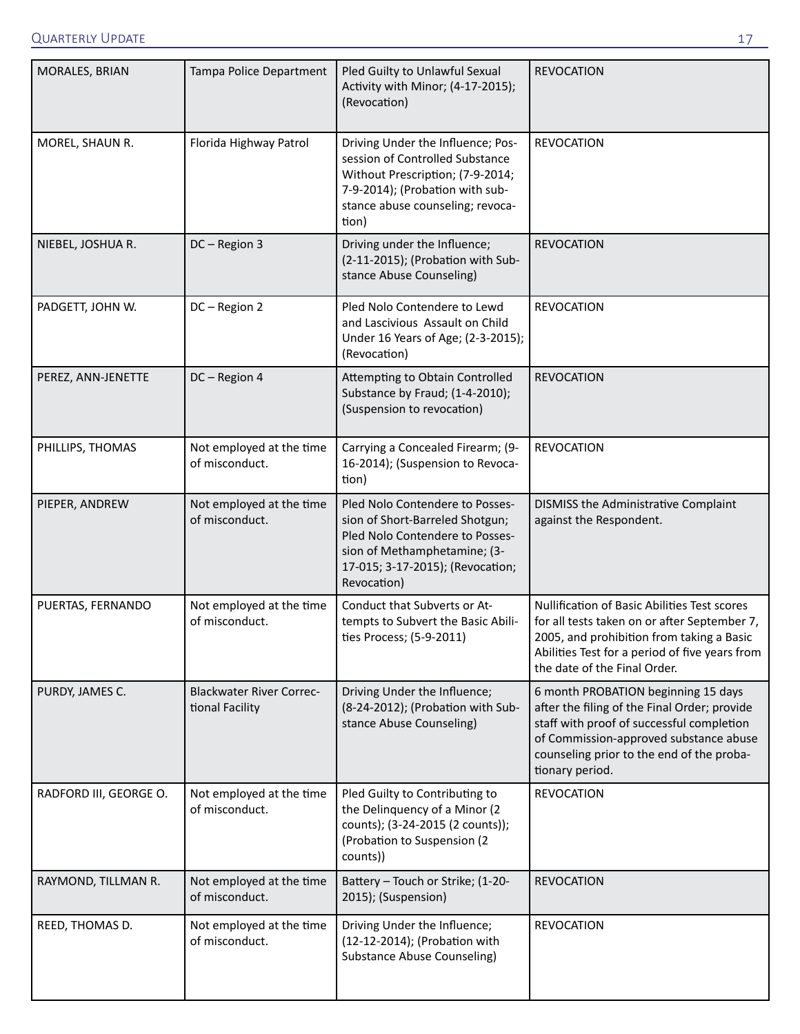| MORALES, BRIAN | Tampa Police Department | Pled Guilty to Unlawful Sexual Activity with Minor; (4-17-2015); (Revocation) | REVOCATION |
|---|---|---|---|
| MOREL, SHAUN R. | Florida Highway Patrol | Driving Under the Influence; Possession of Controlled Substance Without Prescription; (7-9-2014; 7-9-2014); (Probation with substance abuse counseling; revocation) | REVOCATION |
| NIEBEL, JOSHUA R. | DC – Region 3 | Driving under the Influence; (2-11-2015); (Probation with Substance Abuse Counseling) | REVOCATION |
| PADGETT, JOHN W. | DC – Region 2 | Pled Nolo Contendere to Lewd and Lascivious Assault on Child Under 16 Years of Age; (2-3-2015); (Revocation) | REVOCATION |
| PEREZ, ANN-JENETTE | DC – Region 4 | Attempting to Obtain Controlled Substance by Fraud; (1-4-2010); (Suspension to revocation) | REVOCATION |
| PHILLIPS, THOMAS | Not employed at the time of misconduct. | Carrying a Concealed Firearm; (9-16-2014); (Suspension to Revocation) | REVOCATION |
| PIEPER, ANDREW | Not employed at the time of misconduct. | Pled Nolo Contendere to Possession of Short-Barreled Shotgun; Pled Nolo Contendere to Possession of Methamphetamine; (3-17-015; 3-17-2015); (Revocation; Revocation) | DISMISS the Administrative Complaint against the Respondent. |
| PUERTAS, FERNANDO | Not employed at the time of misconduct. | Conduct that Subverts or Attempts to Subvert the Basic Abilities Process; (5-9-2011) | Nullification of Basic Abilities Test scores for all tests taken on or after September 7, 2005, and prohibition from taking a Basic Abilities Test for a period of five years from the date of the Final Order. |
| PURDY, JAMES C. | Blackwater River Correctional Facility | Driving Under the Influence; (8-24-2012); (Probation with Substance Abuse Counseling) | 6 month PROBATION beginning 15 days after the filing of the Final Order; provide staff with proof of successful completion of Commission-approved substance abuse counseling prior to the end of the probationary period. |
| RADFORD III, GEORGE O. | Not employed at the time of misconduct. | Pled Guilty to Contributing to the Delinquency of a Minor (2 counts); (3-24-2015 (2 counts)); (Probation to Suspension (2 counts)) | REVOCATION |
| RAYMOND, TILLMAN R. | Not employed at the time of misconduct. | Battery – Touch or Strike; (1-20-2015); (Suspension) | REVOCATION |
| REED, THOMAS D. | Not employed at the time of misconduct. | Driving Under the Influence; (12-12-2014); (Probation with Substance Abuse Counseling) | REVOCATION |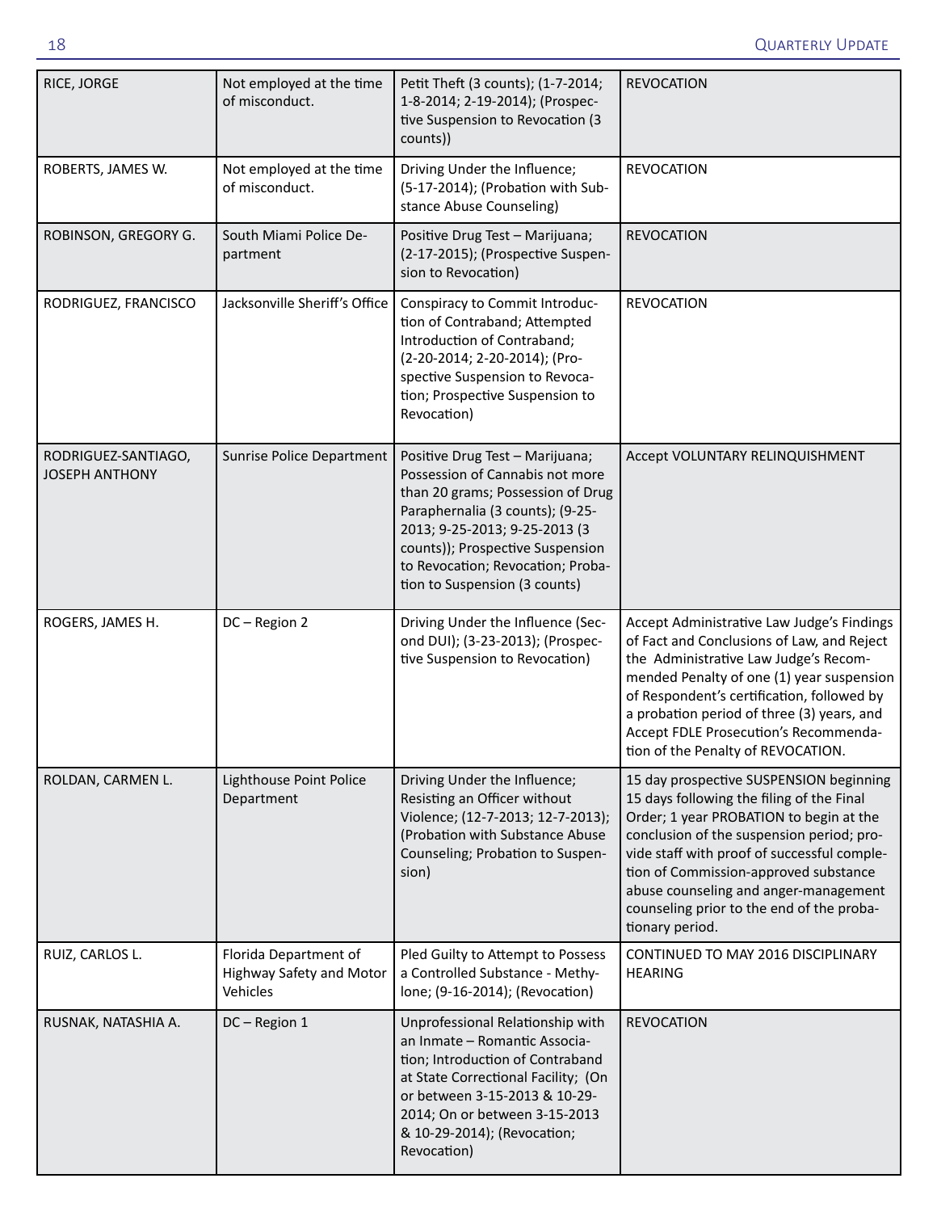| RICE, JORGE | Not employed at the time of misconduct. | Petit Theft (3 counts); (1-7-2014; 1-8-2014; 2-19-2014); (Prospective Suspension to Revocation (3 counts)) | REVOCATION |
|---|---|---|---|
| ROBERTS, JAMES W. | Not employed at the time of misconduct. | Driving Under the Influence; (5-17-2014); (Probation with Substance Abuse Counseling) | REVOCATION |
| ROBINSON, GREGORY G. | South Miami Police Department | Positive Drug Test – Marijuana; (2-17-2015); (Prospective Suspension to Revocation) | REVOCATION |
| RODRIGUEZ, FRANCISCO | Jacksonville Sheriff's Office | Conspiracy to Commit Introduction of Contraband; Attempted Introduction of Contraband; (2-20-2014; 2-20-2014); (Prospective Suspension to Revocation; Prospective Suspension to Revocation) | REVOCATION |
| RODRIGUEZ-SANTIAGO, JOSEPH ANTHONY | Sunrise Police Department | Positive Drug Test – Marijuana; Possession of Cannabis not more than 20 grams; Possession of Drug Paraphernalia (3 counts); (9-25-2013; 9-25-2013; 9-25-2013 (3 counts)); Prospective Suspension to Revocation; Revocation; Probation to Suspension (3 counts) | Accept VOLUNTARY RELINQUISHMENT |
| ROGERS, JAMES H. | DC – Region 2 | Driving Under the Influence (Second DUI); (3-23-2013); (Prospective Suspension to Revocation) | Accept Administrative Law Judge's Findings of Fact and Conclusions of Law, and Reject the Administrative Law Judge's Recommended Penalty of one (1) year suspension of Respondent's certification, followed by a probation period of three (3) years, and Accept FDLE Prosecution's Recommendation of the Penalty of REVOCATION. |
| ROLDAN, CARMEN L. | Lighthouse Point Police Department | Driving Under the Influence; Resisting an Officer without Violence; (12-7-2013; 12-7-2013); (Probation with Substance Abuse Counseling; Probation to Suspension) | 15 day prospective SUSPENSION beginning 15 days following the filing of the Final Order; 1 year PROBATION to begin at the conclusion of the suspension period; provide staff with proof of successful completion of Commission-approved substance abuse counseling and anger-management counseling prior to the end of the probationary period. |
| RUIZ, CARLOS L. | Florida Department of Highway Safety and Motor Vehicles | Pled Guilty to Attempt to Possess a Controlled Substance - Methylone; (9-16-2014); (Revocation) | CONTINUED TO MAY 2016 DISCIPLINARY HEARING |
| RUSNAK, NATASHIA A. | DC – Region 1 | Unprofessional Relationship with an Inmate – Romantic Association; Introduction of Contraband at State Correctional Facility; (On or between 3-15-2013 & 10-29-2014; On or between 3-15-2013 & 10-29-2014); (Revocation; Revocation) | REVOCATION |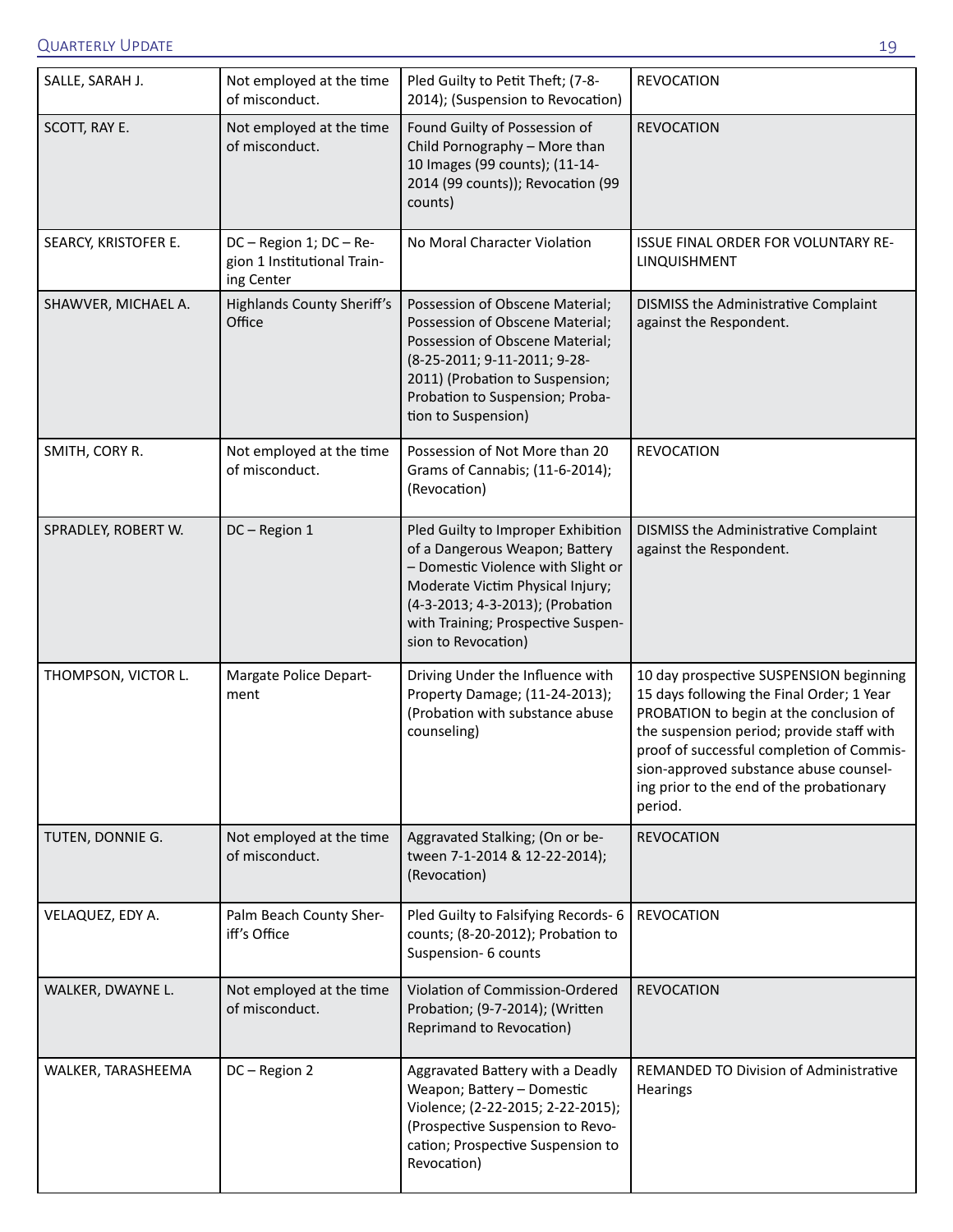| | | | |
|---|---|---|---|
| SALLE, SARAH J. | Not employed at the time of misconduct. | Pled Guilty to Petit Theft; (7-8-2014); (Suspension to Revocation) | REVOCATION |
| SCOTT, RAY E. | Not employed at the time of misconduct. | Found Guilty of Possession of Child Pornography – More than 10 Images (99 counts); (11-14-2014 (99 counts)); Revocation (99 counts) | REVOCATION |
| SEARCY, KRISTOFER E. | DC – Region 1; DC – Region 1 Institutional Training Center | No Moral Character Violation | ISSUE FINAL ORDER FOR VOLUNTARY RELINQUISHMENT |
| SHAWVER, MICHAEL A. | Highlands County Sheriff's Office | Possession of Obscene Material; Possession of Obscene Material; Possession of Obscene Material; (8-25-2011; 9-11-2011; 9-28-2011) (Probation to Suspension; Probation to Suspension; Probation to Suspension) | DISMISS the Administrative Complaint against the Respondent. |
| SMITH, CORY R. | Not employed at the time of misconduct. | Possession of Not More than 20 Grams of Cannabis; (11-6-2014); (Revocation) | REVOCATION |
| SPRADLEY, ROBERT W. | DC – Region 1 | Pled Guilty to Improper Exhibition of a Dangerous Weapon; Battery – Domestic Violence with Slight or Moderate Victim Physical Injury; (4-3-2013; 4-3-2013); (Probation with Training; Prospective Suspension to Revocation) | DISMISS the Administrative Complaint against the Respondent. |
| THOMPSON, VICTOR L. | Margate Police Department | Driving Under the Influence with Property Damage; (11-24-2013); (Probation with substance abuse counseling) | 10 day prospective SUSPENSION beginning 15 days following the Final Order; 1 Year PROBATION to begin at the conclusion of the suspension period; provide staff with proof of successful completion of Commission-approved substance abuse counseling prior to the end of the probationary period. |
| TUTEN, DONNIE G. | Not employed at the time of misconduct. | Aggravated Stalking; (On or between 7-1-2014 & 12-22-2014); (Revocation) | REVOCATION |
| VELAQUEZ, EDY A. | Palm Beach County Sheriff's Office | Pled Guilty to Falsifying Records- 6 counts; (8-20-2012); Probation to Suspension- 6 counts | REVOCATION |
| WALKER, DWAYNE L. | Not employed at the time of misconduct. | Violation of Commission-Ordered Probation; (9-7-2014); (Written Reprimand to Revocation) | REVOCATION |
| WALKER, TARASHEEMA | DC – Region 2 | Aggravated Battery with a Deadly Weapon; Battery – Domestic Violence; (2-22-2015; 2-22-2015); (Prospective Suspension to Revocation; Prospective Suspension to Revocation) | REMANDED TO Division of Administrative Hearings |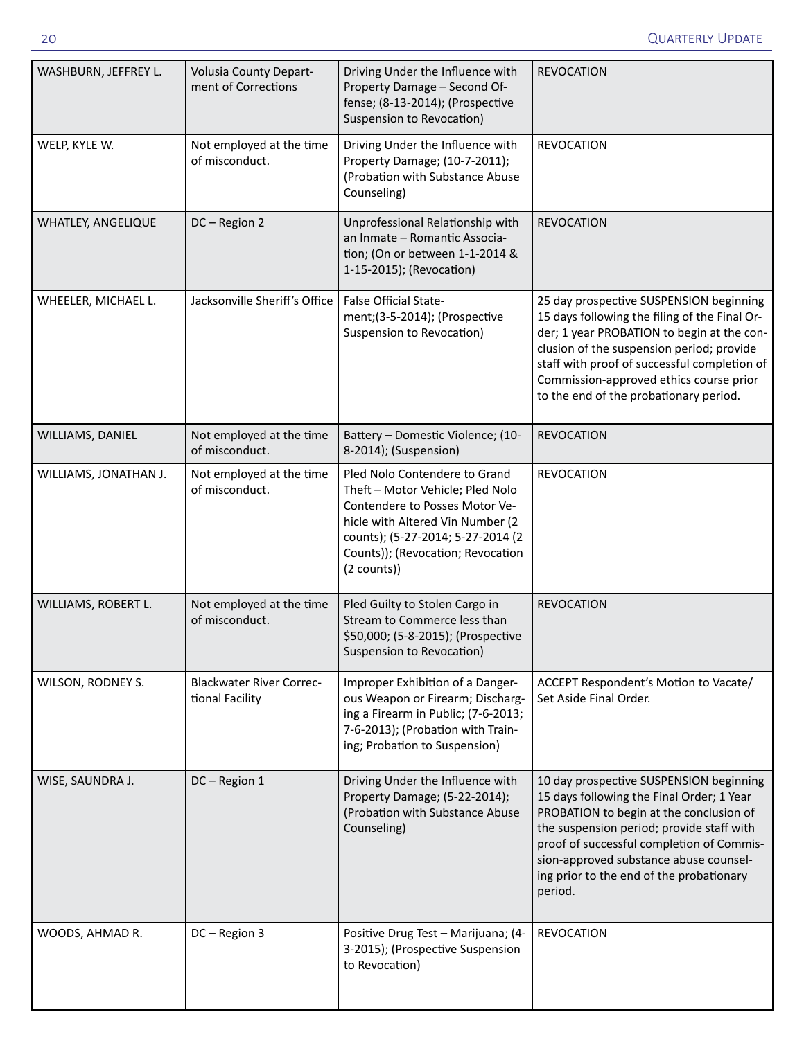| | | | |
|---|---|---|---|
| WASHBURN, JEFFREY L. | Volusia County Department of Corrections | Driving Under the Influence with Property Damage – Second Offense; (8-13-2014); (Prospective Suspension to Revocation) | REVOCATION |
| WELP, KYLE W. | Not employed at the time of misconduct. | Driving Under the Influence with Property Damage; (10-7-2011); (Probation with Substance Abuse Counseling) | REVOCATION |
| WHATLEY, ANGELIQUE | DC – Region 2 | Unprofessional Relationship with an Inmate – Romantic Association; (On or between 1-1-2014 & 1-15-2015); (Revocation) | REVOCATION |
| WHEELER, MICHAEL L. | Jacksonville Sheriff's Office | False Official Statement;(3-5-2014); (Prospective Suspension to Revocation) | 25 day prospective SUSPENSION beginning 15 days following the filing of the Final Order; 1 year PROBATION to begin at the conclusion of the suspension period; provide staff with proof of successful completion of Commission-approved ethics course prior to the end of the probationary period. |
| WILLIAMS, DANIEL | Not employed at the time of misconduct. | Battery – Domestic Violence; (10-8-2014); (Suspension) | REVOCATION |
| WILLIAMS, JONATHAN J. | Not employed at the time of misconduct. | Pled Nolo Contendere to Grand Theft – Motor Vehicle; Pled Nolo Contendere to Posses Motor Vehicle with Altered Vin Number (2 counts); (5-27-2014; 5-27-2014 (2 Counts)); (Revocation; Revocation (2 counts)) | REVOCATION |
| WILLIAMS, ROBERT L. | Not employed at the time of misconduct. | Pled Guilty to Stolen Cargo in Stream to Commerce less than $50,000; (5-8-2015); (Prospective Suspension to Revocation) | REVOCATION |
| WILSON, RODNEY S. | Blackwater River Correctional Facility | Improper Exhibition of a Dangerous Weapon or Firearm; Discharging a Firearm in Public; (7-6-2013; 7-6-2013); (Probation with Training; Probation to Suspension) | ACCEPT Respondent's Motion to Vacate/ Set Aside Final Order. |
| WISE, SAUNDRA J. | DC – Region 1 | Driving Under the Influence with Property Damage; (5-22-2014); (Probation with Substance Abuse Counseling) | 10 day prospective SUSPENSION beginning 15 days following the Final Order; 1 Year PROBATION to begin at the conclusion of the suspension period; provide staff with proof of successful completion of Commission-approved substance abuse counseling prior to the end of the probationary period. |
| WOODS, AHMAD R. | DC – Region 3 | Positive Drug Test – Marijuana; (4-3-2015); (Prospective Suspension to Revocation) | REVOCATION |